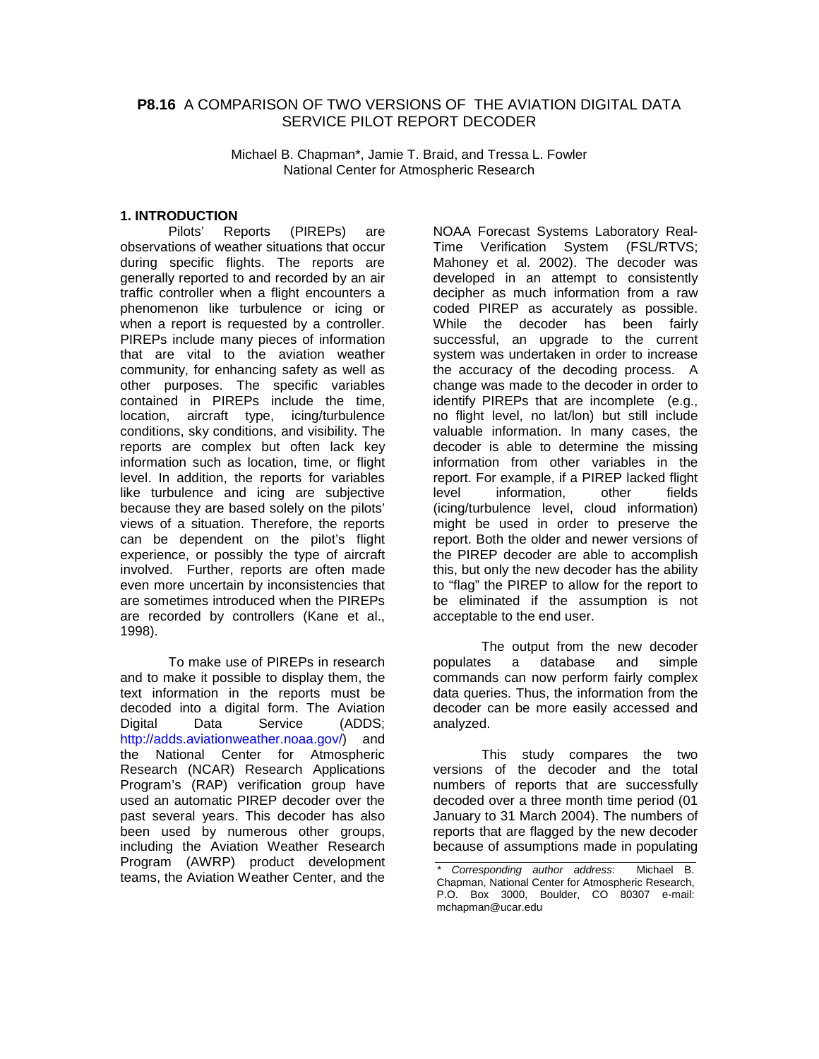# P8.16 A COMPARISON OF TWO VERSIONS OF THE AVIATION DIGITAL DATA SERVICE PILOT REPORT DECODER

Michael B. Chapman*, Jamie T. Braid, and Tressa L. Fowler
National Center for Atmospheric Research

## 1. INTRODUCTION

Pilots' Reports (PIREPs) are observations of weather situations that occur during specific flights. The reports are generally reported to and recorded by an air traffic controller when a flight encounters a phenomenon like turbulence or icing or when a report is requested by a controller. PIREPs include many pieces of information that are vital to the aviation weather community, for enhancing safety as well as other purposes. The specific variables contained in PIREPs include the time, location, aircraft type, icing/turbulence conditions, sky conditions, and visibility. The reports are complex but often lack key information such as location, time, or flight level. In addition, the reports for variables like turbulence and icing are subjective because they are based solely on the pilots' views of a situation. Therefore, the reports can be dependent on the pilot's flight experience, or possibly the type of aircraft involved. Further, reports are often made even more uncertain by inconsistencies that are sometimes introduced when the PIREPs are recorded by controllers (Kane et al., 1998).

To make use of PIREPs in research and to make it possible to display them, the text information in the reports must be decoded into a digital form. The Aviation Digital Data Service (ADDS; http://adds.aviationweather.noaa.gov/) and the National Center for Atmospheric Research (NCAR) Research Applications Program's (RAP) verification group have used an automatic PIREP decoder over the past several years. This decoder has also been used by numerous other groups, including the Aviation Weather Research Program (AWRP) product development teams, the Aviation Weather Center, and the NOAA Forecast Systems Laboratory Real-Time Verification System (FSL/RTVS; Mahoney et al. 2002). The decoder was developed in an attempt to consistently decipher as much information from a raw coded PIREP as accurately as possible. While the decoder has been fairly successful, an upgrade to the current system was undertaken in order to increase the accuracy of the decoding process. A change was made to the decoder in order to identify PIREPs that are incomplete (e.g., no flight level, no lat/lon) but still include valuable information. In many cases, the decoder is able to determine the missing information from other variables in the report. For example, if a PIREP lacked flight level information, other fields (icing/turbulence level, cloud information) might be used in order to preserve the report. Both the older and newer versions of the PIREP decoder are able to accomplish this, but only the new decoder has the ability to "flag" the PIREP to allow for the report to be eliminated if the assumption is not acceptable to the end user.

The output from the new decoder populates a database and simple commands can now perform fairly complex data queries. Thus, the information from the decoder can be more easily accessed and analyzed.

This study compares the two versions of the decoder and the total numbers of reports that are successfully decoded over a three month time period (01 January to 31 March 2004). The numbers of reports that are flagged by the new decoder because of assumptions made in populating

\* *Corresponding author address*: Michael B. Chapman, National Center for Atmospheric Research, P.O. Box 3000, Boulder, CO 80307 e-mail: mchapman@ucar.edu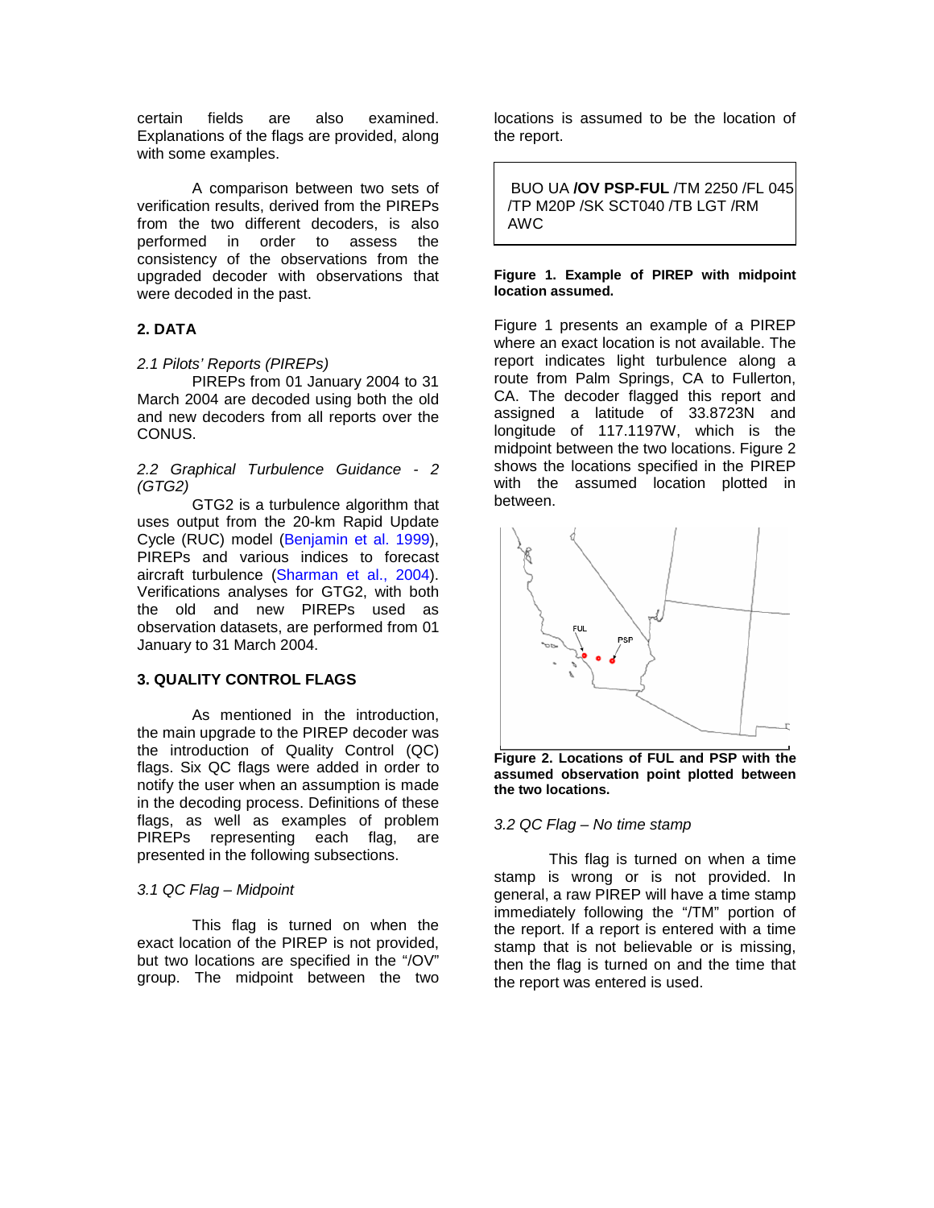certain fields are also examined. Explanations of the flags are provided, along with some examples.

A comparison between two sets of verification results, derived from the PIREPs from the two different decoders, is also performed in order to assess the consistency of the observations from the upgraded decoder with observations that were decoded in the past.

## 2. DATA

### *2.1 Pilots' Reports (PIREPs)*

PIREPs from 01 January 2004 to 31 March 2004 are decoded using both the old and new decoders from all reports over the CONUS.

### *2.2 Graphical Turbulence Guidance - 2 (GTG2)*

GTG2 is a turbulence algorithm that uses output from the 20-km Rapid Update Cycle (RUC) model (Benjamin et al. 1999), PIREPs and various indices to forecast aircraft turbulence (Sharman et al., 2004). Verifications analyses for GTG2, with both the old and new PIREPs used as observation datasets, are performed from 01 January to 31 March 2004.

## 3. QUALITY CONTROL FLAGS

As mentioned in the introduction, the main upgrade to the PIREP decoder was the introduction of Quality Control (QC) flags. Six QC flags were added in order to notify the user when an assumption is made in the decoding process. Definitions of these flags, as well as examples of problem PIREPs representing each flag, are presented in the following subsections.

### *3.1 QC Flag – Midpoint*

This flag is turned on when the exact location of the PIREP is not provided, but two locations are specified in the "/OV" group. The midpoint between the two locations is assumed to be the location of the report.

BUO UA **/OV PSP-FUL** /TM 2250 /FL 045 /TP M20P /SK SCT040 /TB LGT /RM AWC

**Figure 1. Example of PIREP with midpoint location assumed.**

Figure 1 presents an example of a PIREP where an exact location is not available. The report indicates light turbulence along a route from Palm Springs, CA to Fullerton, CA. The decoder flagged this report and assigned a latitude of 33.8723N and longitude of 117.1197W, which is the midpoint between the two locations. Figure 2 shows the locations specified in the PIREP with the assumed location plotted in between.

**Figure 2. Locations of FUL and PSP with the assumed observation point plotted between the two locations.**

### *3.2 QC Flag – No time stamp*

This flag is turned on when a time stamp is wrong or is not provided. In general, a raw PIREP will have a time stamp immediately following the "/TM" portion of the report. If a report is entered with a time stamp that is not believable or is missing, then the flag is turned on and the time that the report was entered is used.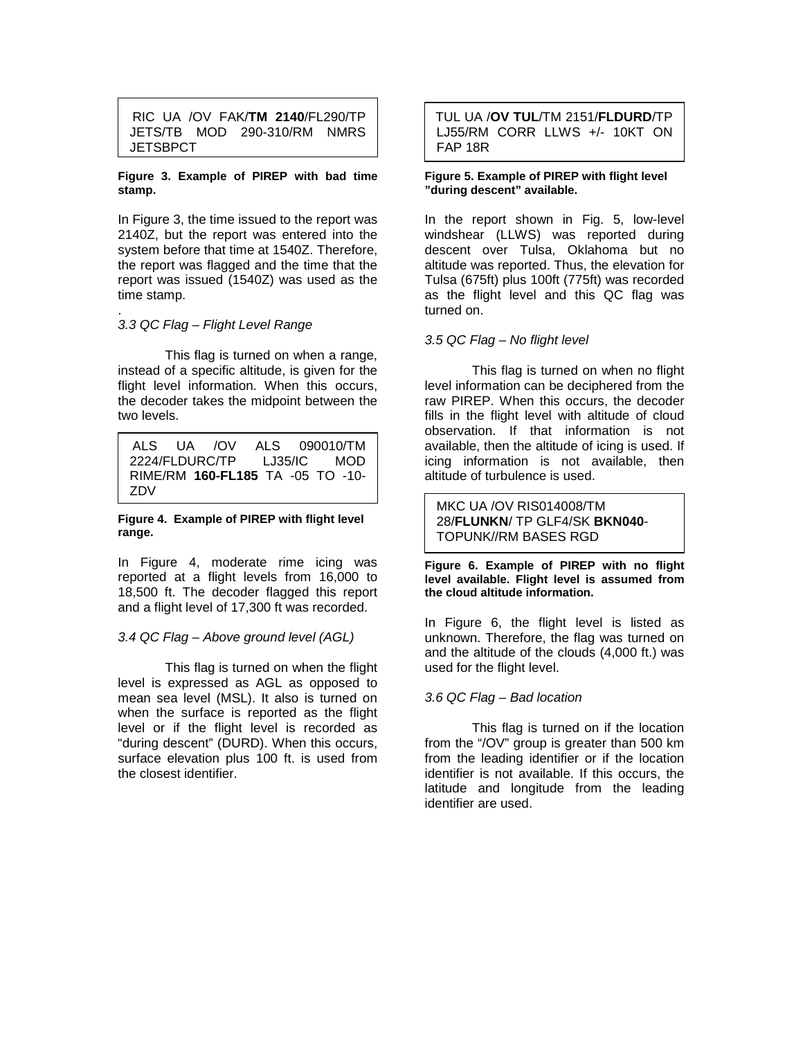```
RIC UA /OV FAK/TM 2140/FL290/TP JETS/TB MOD 290-310/RM NMRS JETSBPCT
```

**Figure 3. Example of PIREP with bad time stamp.**

In Figure 3, the time issued to the report was 2140Z, but the report was entered into the system before that time at 1540Z. Therefore, the report was flagged and the time that the report was issued (1540Z) was used as the time stamp.

.

*3.3 QC Flag – Flight Level Range*

This flag is turned on when a range, instead of a specific altitude, is given for the flight level information. When this occurs, the decoder takes the midpoint between the two levels.

```
ALS UA /OV ALS 090010/TM 2224/FLDURC/TP LJ35/IC MOD RIME/RM 160-FL185 TA -05 TO -10-ZDV
```

**Figure 4. Example of PIREP with flight level range.**

In Figure 4, moderate rime icing was reported at a flight levels from 16,000 to 18,500 ft. The decoder flagged this report and a flight level of 17,300 ft was recorded.

*3.4 QC Flag – Above ground level (AGL)*

This flag is turned on when the flight level is expressed as AGL as opposed to mean sea level (MSL). It also is turned on when the surface is reported as the flight level or if the flight level is recorded as "during descent" (DURD). When this occurs, surface elevation plus 100 ft. is used from the closest identifier.

```
TUL UA /OV TUL/TM 2151/FLDURD/TP LJ55/RM CORR LLWS +/- 10KT ON FAP 18R
```

**Figure 5. Example of PIREP with flight level "during descent" available.**

In the report shown in Fig. 5, low-level windshear (LLWS) was reported during descent over Tulsa, Oklahoma but no altitude was reported. Thus, the elevation for Tulsa (675ft) plus 100ft (775ft) was recorded as the flight level and this QC flag was turned on.

*3.5 QC Flag – No flight level*

This flag is turned on when no flight level information can be deciphered from the raw PIREP. When this occurs, the decoder fills in the flight level with altitude of cloud observation. If that information is not available, then the altitude of icing is used. If icing information is not available, then altitude of turbulence is used.

```
MKC UA /OV RIS014008/TM 28/FLUNKN/ TP GLF4/SK BKN040-TOPUNK//RM BASES RGD
```

**Figure 6. Example of PIREP with no flight level available. Flight level is assumed from the cloud altitude information.**

In Figure 6, the flight level is listed as unknown. Therefore, the flag was turned on and the altitude of the clouds (4,000 ft.) was used for the flight level.

*3.6 QC Flag – Bad location*

This flag is turned on if the location from the "/OV" group is greater than 500 km from the leading identifier or if the location identifier is not available. If this occurs, the latitude and longitude from the leading identifier are used.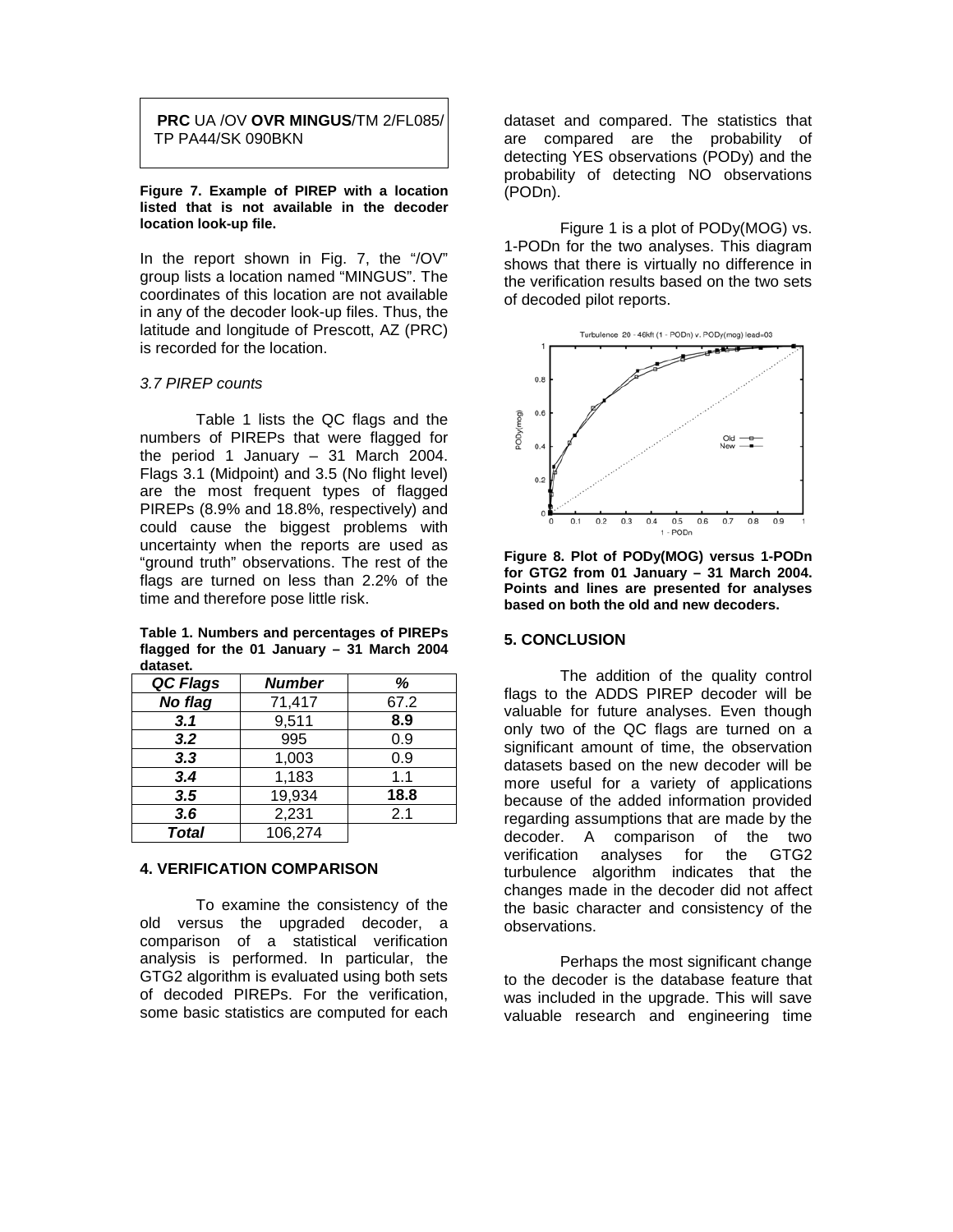**PRC** UA /OV **OVR MINGUS**/TM 2/FL085/ TP PA44/SK 090BKN

**Figure 7. Example of PIREP with a location listed that is not available in the decoder location look-up file.**

In the report shown in Fig. 7, the "/OV" group lists a location named "MINGUS". The coordinates of this location are not available in any of the decoder look-up files. Thus, the latitude and longitude of Prescott, AZ (PRC) is recorded for the location.

### *3.7 PIREP counts*

Table 1 lists the QC flags and the numbers of PIREPs that were flagged for the period 1 January – 31 March 2004. Flags 3.1 (Midpoint) and 3.5 (No flight level) are the most frequent types of flagged PIREPs (8.9% and 18.8%, respectively) and could cause the biggest problems with uncertainty when the reports are used as "ground truth" observations. The rest of the flags are turned on less than 2.2% of the time and therefore pose little risk.

**Table 1. Numbers and percentages of PIREPs flagged for the 01 January – 31 March 2004 dataset.**

| *QC Flags* | *Number* | *%* |
|---|---|---|
| ***No flag*** | 71,417 | 67.2 |
| ***3.1*** | 9,511 | **8.9** |
| ***3.2*** | 995 | 0.9 |
| ***3.3*** | 1,003 | 0.9 |
| ***3.4*** | 1,183 | 1.1 |
| ***3.5*** | 19,934 | **18.8** |
| ***3.6*** | 2,231 | 2.1 |
| ***Total*** | 106,274 | |

## 4. VERIFICATION COMPARISON

To examine the consistency of the old versus the upgraded decoder, a comparison of a statistical verification analysis is performed. In particular, the GTG2 algorithm is evaluated using both sets of decoded PIREPs. For the verification, some basic statistics are computed for each dataset and compared. The statistics that are compared are the probability of detecting YES observations (PODy) and the probability of detecting NO observations (PODn).

Figure 1 is a plot of PODy(MOG) vs. 1-PODn for the two analyses. This diagram shows that there is virtually no difference in the verification results based on the two sets of decoded pilot reports.

**Figure 8. Plot of PODy(MOG) versus 1-PODn for GTG2 from 01 January – 31 March 2004. Points and lines are presented for analyses based on both the old and new decoders.**

## 5. CONCLUSION

The addition of the quality control flags to the ADDS PIREP decoder will be valuable for future analyses. Even though only two of the QC flags are turned on a significant amount of time, the observation datasets based on the new decoder will be more useful for a variety of applications because of the added information provided regarding assumptions that are made by the decoder. A comparison of the two verification analyses for the GTG2 turbulence algorithm indicates that the changes made in the decoder did not affect the basic character and consistency of the observations.

Perhaps the most significant change to the decoder is the database feature that was included in the upgrade. This will save valuable research and engineering time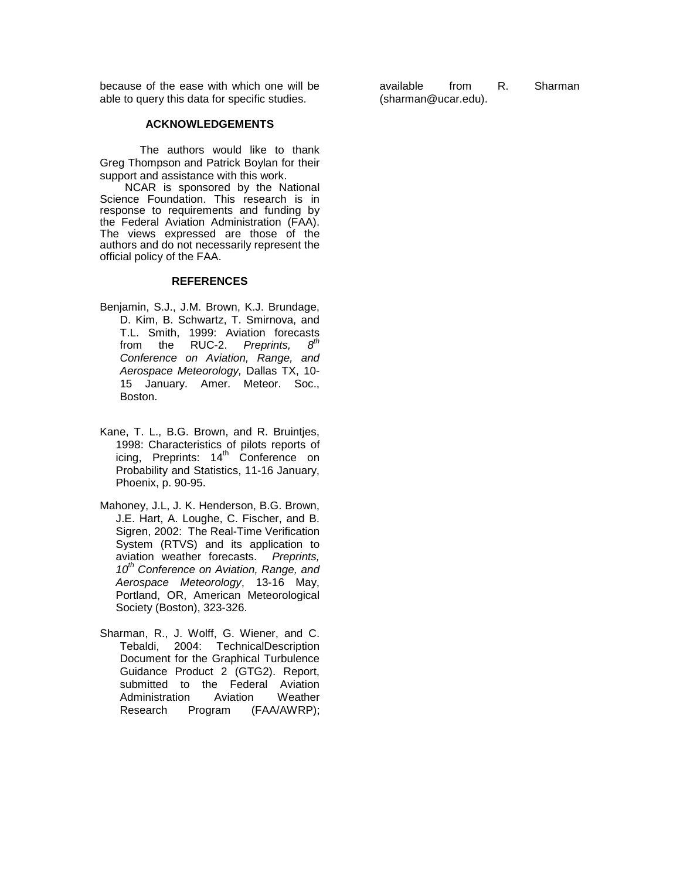because of the ease with which one will be able to query this data for specific studies.

## ACKNOWLEDGEMENTS

The authors would like to thank Greg Thompson and Patrick Boylan for their support and assistance with this work.

NCAR is sponsored by the National Science Foundation. This research is in response to requirements and funding by the Federal Aviation Administration (FAA). The views expressed are those of the authors and do not necessarily represent the official policy of the FAA.

## REFERENCES

Benjamin, S.J., J.M. Brown, K.J. Brundage, D. Kim, B. Schwartz, T. Smirnova, and T.L. Smith, 1999: Aviation forecasts from the RUC-2. *Preprints, 8th Conference on Aviation, Range, and Aerospace Meteorology,* Dallas TX, 10-15 January. Amer. Meteor. Soc., Boston.

Kane, T. L., B.G. Brown, and R. Bruintjes, 1998: Characteristics of pilots reports of icing, Preprints: 14th Conference on Probability and Statistics, 11-16 January, Phoenix, p. 90-95.

Mahoney, J.L, J. K. Henderson, B.G. Brown, J.E. Hart, A. Loughe, C. Fischer, and B. Sigren, 2002: The Real-Time Verification System (RTVS) and its application to aviation weather forecasts. *Preprints, 10th Conference on Aviation, Range, and Aerospace Meteorology*, 13-16 May, Portland, OR, American Meteorological Society (Boston), 323-326.

Sharman, R., J. Wolff, G. Wiener, and C. Tebaldi, 2004: TechnicalDescription Document for the Graphical Turbulence Guidance Product 2 (GTG2). Report, submitted to the Federal Aviation Administration Aviation Weather Research Program (FAA/AWRP); available from R. Sharman (sharman@ucar.edu).